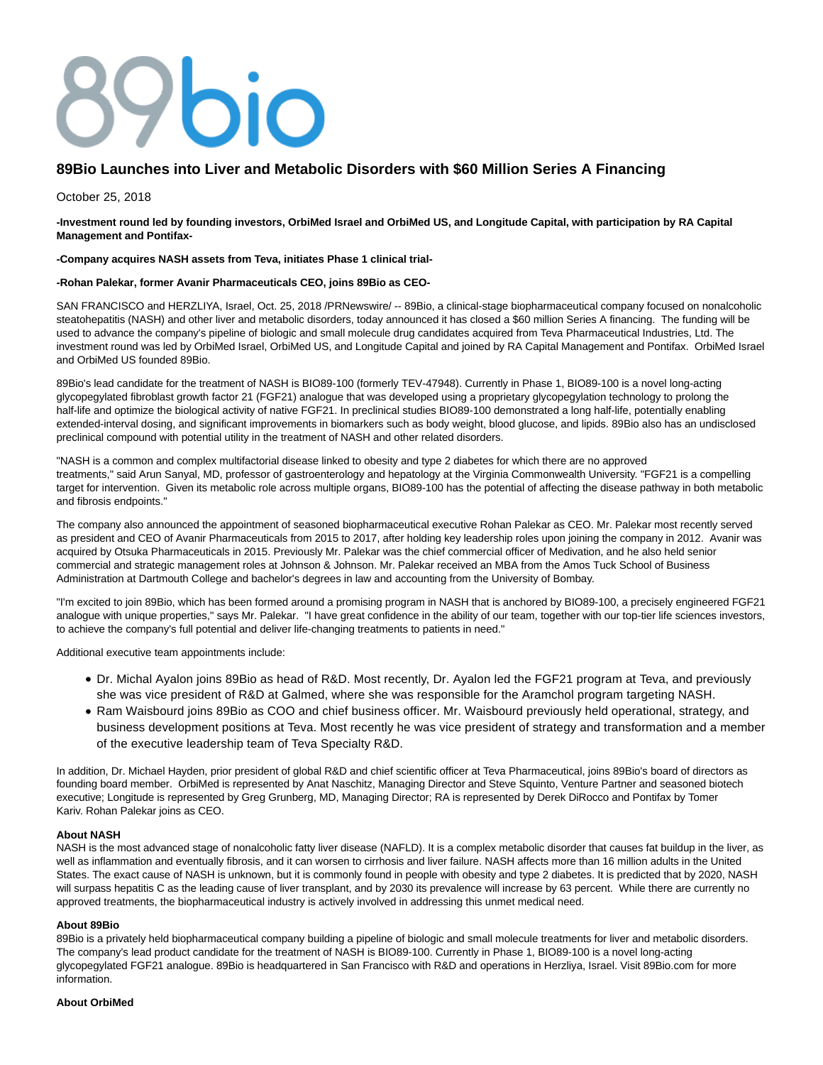# 89Bio Launches into Liver and Metabolic Disorders with $60 Million Series A Financing

October 25, 2018

**-Investment round led by founding investors, OrbiMed Israel and OrbiMed US, and Longitude Capital, with participation by RA Capital Management and Pontifax-**

**-Company acquires NASH assets from Teva, initiates Phase 1 clinical trial-**

**-Rohan Palekar, former Avanir Pharmaceuticals CEO, joins 89Bio as CEO-**

SAN FRANCISCO and HERZLIYA, Israel, Oct. 25, 2018 /PRNewswire/ -- 89Bio, a clinical-stage biopharmaceutical company focused on nonalcoholic steatohepatitis (NASH) and other liver and metabolic disorders, today announced it has closed a $60 million Series A financing. The funding will be used to advance the company's pipeline of biologic and small molecule drug candidates acquired from Teva Pharmaceutical Industries, Ltd. The investment round was led by OrbiMed Israel, OrbiMed US, and Longitude Capital and joined by RA Capital Management and Pontifax. OrbiMed Israel and OrbiMed US founded 89Bio.

89Bio's lead candidate for the treatment of NASH is BIO89-100 (formerly TEV-47948). Currently in Phase 1, BIO89-100 is a novel long-acting glycopegylated fibroblast growth factor 21 (FGF21) analogue that was developed using a proprietary glycopegylation technology to prolong the half-life and optimize the biological activity of native FGF21. In preclinical studies BIO89-100 demonstrated a long half-life, potentially enabling extended-interval dosing, and significant improvements in biomarkers such as body weight, blood glucose, and lipids. 89Bio also has an undisclosed preclinical compound with potential utility in the treatment of NASH and other related disorders.

"NASH is a common and complex multifactorial disease linked to obesity and type 2 diabetes for which there are no approved treatments," said Arun Sanyal, MD, professor of gastroenterology and hepatology at the Virginia Commonwealth University. "FGF21 is a compelling target for intervention. Given its metabolic role across multiple organs, BIO89-100 has the potential of affecting the disease pathway in both metabolic and fibrosis endpoints."

The company also announced the appointment of seasoned biopharmaceutical executive Rohan Palekar as CEO. Mr. Palekar most recently served as president and CEO of Avanir Pharmaceuticals from 2015 to 2017, after holding key leadership roles upon joining the company in 2012. Avanir was acquired by Otsuka Pharmaceuticals in 2015. Previously Mr. Palekar was the chief commercial officer of Medivation, and he also held senior commercial and strategic management roles at Johnson & Johnson. Mr. Palekar received an MBA from the Amos Tuck School of Business Administration at Dartmouth College and bachelor's degrees in law and accounting from the University of Bombay.

"I'm excited to join 89Bio, which has been formed around a promising program in NASH that is anchored by BIO89-100, a precisely engineered FGF21 analogue with unique properties," says Mr. Palekar. "I have great confidence in the ability of our team, together with our top-tier life sciences investors, to achieve the company's full potential and deliver life-changing treatments to patients in need."

Additional executive team appointments include:

- Dr. Michal Ayalon joins 89Bio as head of R&D. Most recently, Dr. Ayalon led the FGF21 program at Teva, and previously she was vice president of R&D at Galmed, where she was responsible for the Aramchol program targeting NASH.
- Ram Waisbourd joins 89Bio as COO and chief business officer. Mr. Waisbourd previously held operational, strategy, and business development positions at Teva. Most recently he was vice president of strategy and transformation and a member of the executive leadership team of Teva Specialty R&D.

In addition, Dr. Michael Hayden, prior president of global R&D and chief scientific officer at Teva Pharmaceutical, joins 89Bio's board of directors as founding board member. OrbiMed is represented by Anat Naschitz, Managing Director and Steve Squinto, Venture Partner and seasoned biotech executive; Longitude is represented by Greg Grunberg, MD, Managing Director; RA is represented by Derek DiRocco and Pontifax by Tomer Kariv. Rohan Palekar joins as CEO.

**About NASH**
NASH is the most advanced stage of nonalcoholic fatty liver disease (NAFLD). It is a complex metabolic disorder that causes fat buildup in the liver, as well as inflammation and eventually fibrosis, and it can worsen to cirrhosis and liver failure. NASH affects more than 16 million adults in the United States. The exact cause of NASH is unknown, but it is commonly found in people with obesity and type 2 diabetes. It is predicted that by 2020, NASH will surpass hepatitis C as the leading cause of liver transplant, and by 2030 its prevalence will increase by 63 percent. While there are currently no approved treatments, the biopharmaceutical industry is actively involved in addressing this unmet medical need.

**About 89Bio**
89Bio is a privately held biopharmaceutical company building a pipeline of biologic and small molecule treatments for liver and metabolic disorders. The company's lead product candidate for the treatment of NASH is BIO89-100. Currently in Phase 1, BIO89-100 is a novel long-acting glycopegylated FGF21 analogue. 89Bio is headquartered in San Francisco with R&D and operations in Herzliya, Israel. Visit 89Bio.com for more information.

**About OrbiMed**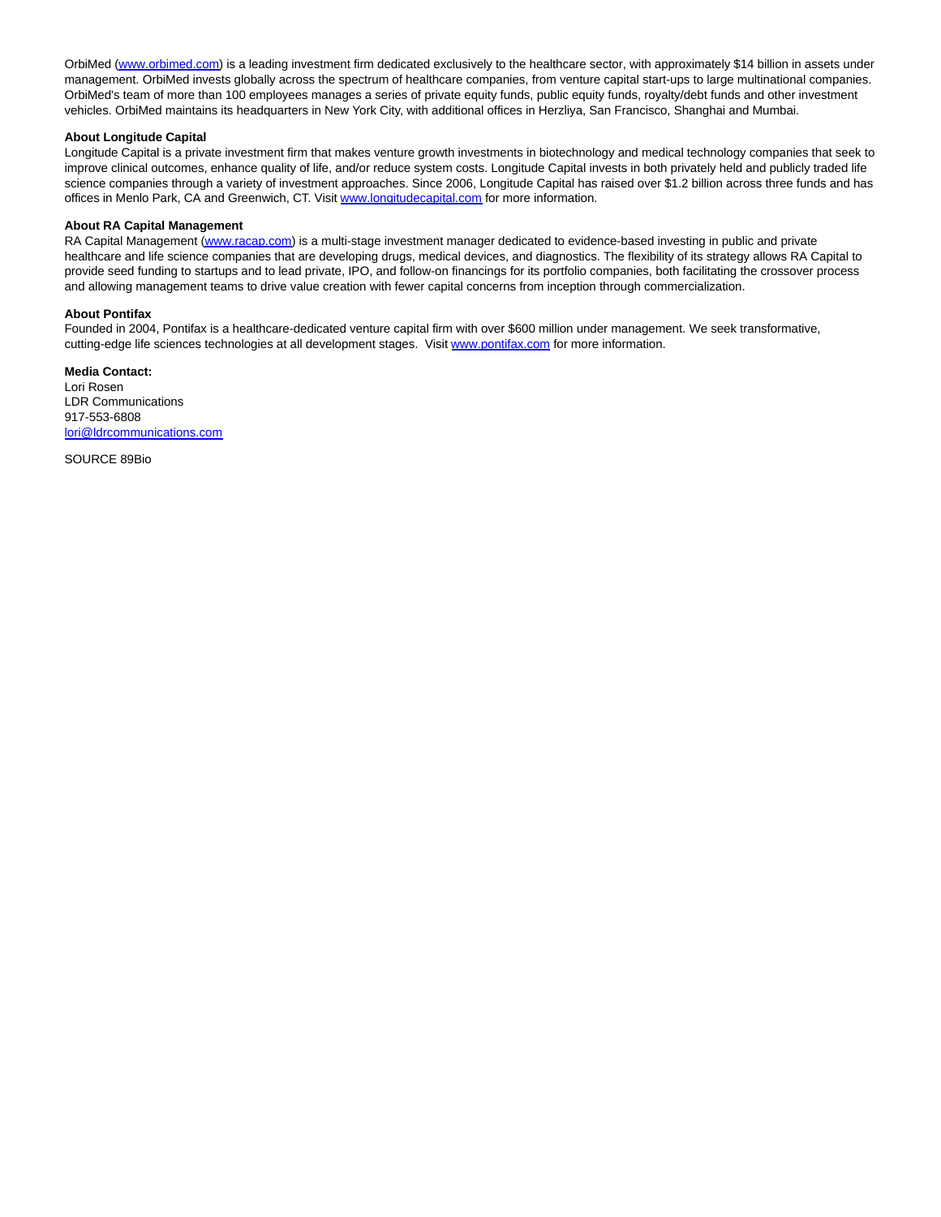OrbiMed (www.orbimed.com) is a leading investment firm dedicated exclusively to the healthcare sector, with approximately $14 billion in assets under management. OrbiMed invests globally across the spectrum of healthcare companies, from venture capital start-ups to large multinational companies. OrbiMed's team of more than 100 employees manages a series of private equity funds, public equity funds, royalty/debt funds and other investment vehicles. OrbiMed maintains its headquarters in New York City, with additional offices in Herzliya, San Francisco, Shanghai and Mumbai.

**About Longitude Capital**
Longitude Capital is a private investment firm that makes venture growth investments in biotechnology and medical technology companies that seek to improve clinical outcomes, enhance quality of life, and/or reduce system costs. Longitude Capital invests in both privately held and publicly traded life science companies through a variety of investment approaches. Since 2006, Longitude Capital has raised over $1.2 billion across three funds and has offices in Menlo Park, CA and Greenwich, CT. Visit www.longitudecapital.com for more information.

**About RA Capital Management**
RA Capital Management (www.racap.com) is a multi-stage investment manager dedicated to evidence-based investing in public and private healthcare and life science companies that are developing drugs, medical devices, and diagnostics. The flexibility of its strategy allows RA Capital to provide seed funding to startups and to lead private, IPO, and follow-on financings for its portfolio companies, both facilitating the crossover process and allowing management teams to drive value creation with fewer capital concerns from inception through commercialization.

**About Pontifax**
Founded in 2004, Pontifax is a healthcare-dedicated venture capital firm with over $600 million under management. We seek transformative, cutting-edge life sciences technologies at all development stages. Visit www.pontifax.com for more information.

**Media Contact:**
Lori Rosen
LDR Communications
917-553-6808
lori@ldrcommunications.com

SOURCE 89Bio